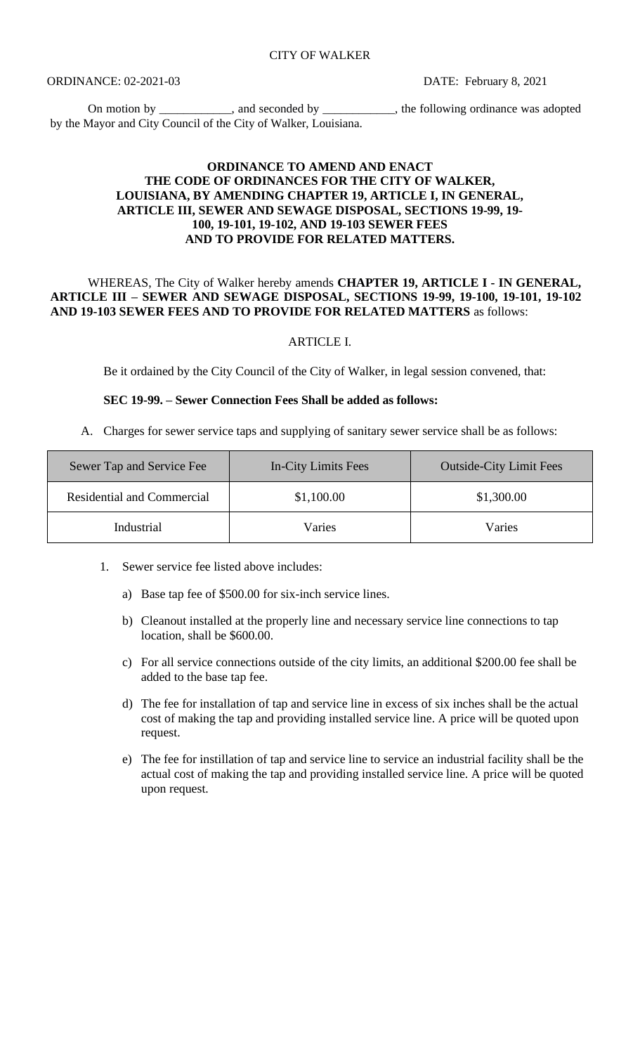CITY OF WALKER

ORDINANCE: 02-2021-03 DATE: February 8, 2021

On motion by ____________, and seconded by ____________, the following ordinance was adopted by the Mayor and City Council of the City of Walker, Louisiana.

**ORDINANCE TO AMEND AND ENACT THE CODE OF ORDINANCES FOR THE CITY OF WALKER, LOUISIANA, BY AMENDING CHAPTER 19, ARTICLE I, IN GENERAL, ARTICLE III, SEWER AND SEWAGE DISPOSAL, SECTIONS 19-99, 19-100, 19-101, 19-102, AND 19-103 SEWER FEES AND TO PROVIDE FOR RELATED MATTERS.**

WHEREAS, The City of Walker hereby amends **CHAPTER 19, ARTICLE I - IN GENERAL, ARTICLE III – SEWER AND SEWAGE DISPOSAL, SECTIONS 19-99, 19-100, 19-101, 19-102 AND 19-103 SEWER FEES AND TO PROVIDE FOR RELATED MATTERS** as follows:

ARTICLE I.

Be it ordained by the City Council of the City of Walker, in legal session convened, that:

**SEC 19-99. – Sewer Connection Fees Shall be added as follows:**

A. Charges for sewer service taps and supplying of sanitary sewer service shall be as follows:

| Sewer Tap and Service Fee | In-City Limits Fees | Outside-City Limit Fees |
|---|---|---|
| Residential and Commercial | $1,100.00 | $1,300.00 |
| Industrial | Varies | Varies |

1. Sewer service fee listed above includes:

   a) Base tap fee of $500.00 for six-inch service lines.

   b) Cleanout installed at the properly line and necessary service line connections to tap location, shall be $600.00.

   c) For all service connections outside of the city limits, an additional $200.00 fee shall be added to the base tap fee.

   d) The fee for installation of tap and service line in excess of six inches shall be the actual cost of making the tap and providing installed service line. A price will be quoted upon request.

   e) The fee for instillation of tap and service line to service an industrial facility shall be the actual cost of making the tap and providing installed service line. A price will be quoted upon request.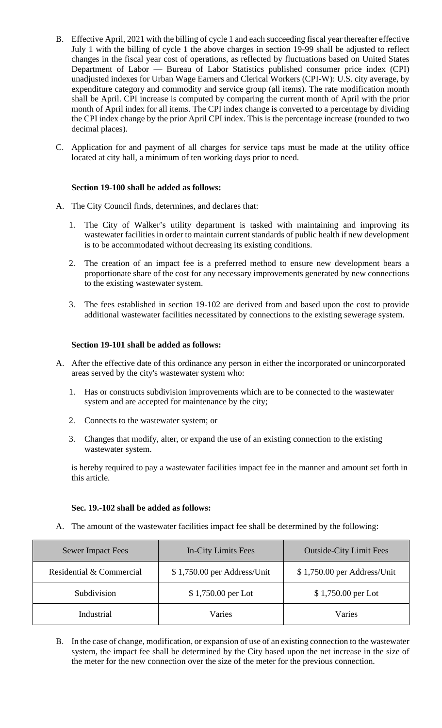B. Effective April, 2021 with the billing of cycle 1 and each succeeding fiscal year thereafter effective July 1 with the billing of cycle 1 the above charges in section 19-99 shall be adjusted to reflect changes in the fiscal year cost of operations, as reflected by fluctuations based on United States Department of Labor — Bureau of Labor Statistics published consumer price index (CPI) unadjusted indexes for Urban Wage Earners and Clerical Workers (CPI-W): U.S. city average, by expenditure category and commodity and service group (all items). The rate modification month shall be April. CPI increase is computed by comparing the current month of April with the prior month of April index for all items. The CPI index change is converted to a percentage by dividing the CPI index change by the prior April CPI index. This is the percentage increase (rounded to two decimal places).

C. Application for and payment of all charges for service taps must be made at the utility office located at city hall, a minimum of ten working days prior to need.

**Section 19-100 shall be added as follows:**

A. The City Council finds, determines, and declares that:

1. The City of Walker's utility department is tasked with maintaining and improving its wastewater facilities in order to maintain current standards of public health if new development is to be accommodated without decreasing its existing conditions.

2. The creation of an impact fee is a preferred method to ensure new development bears a proportionate share of the cost for any necessary improvements generated by new connections to the existing wastewater system.

3. The fees established in section 19-102 are derived from and based upon the cost to provide additional wastewater facilities necessitated by connections to the existing sewerage system.

**Section 19-101 shall be added as follows:**

A. After the effective date of this ordinance any person in either the incorporated or unincorporated areas served by the city's wastewater system who:

1. Has or constructs subdivision improvements which are to be connected to the wastewater system and are accepted for maintenance by the city;

2. Connects to the wastewater system; or

3. Changes that modify, alter, or expand the use of an existing connection to the existing wastewater system.

is hereby required to pay a wastewater facilities impact fee in the manner and amount set forth in this article.

**Sec. 19.-102 shall be added as follows:**

A. The amount of the wastewater facilities impact fee shall be determined by the following:

| Sewer Impact Fees | In-City Limits Fees | Outside-City Limit Fees |
|---|---|---|
| Residential & Commercial | $ 1,750.00 per Address/Unit | $ 1,750.00 per Address/Unit |
| Subdivision | $ 1,750.00 per Lot | $ 1,750.00 per Lot |
| Industrial | Varies | Varies |

B. In the case of change, modification, or expansion of use of an existing connection to the wastewater system, the impact fee shall be determined by the City based upon the net increase in the size of the meter for the new connection over the size of the meter for the previous connection.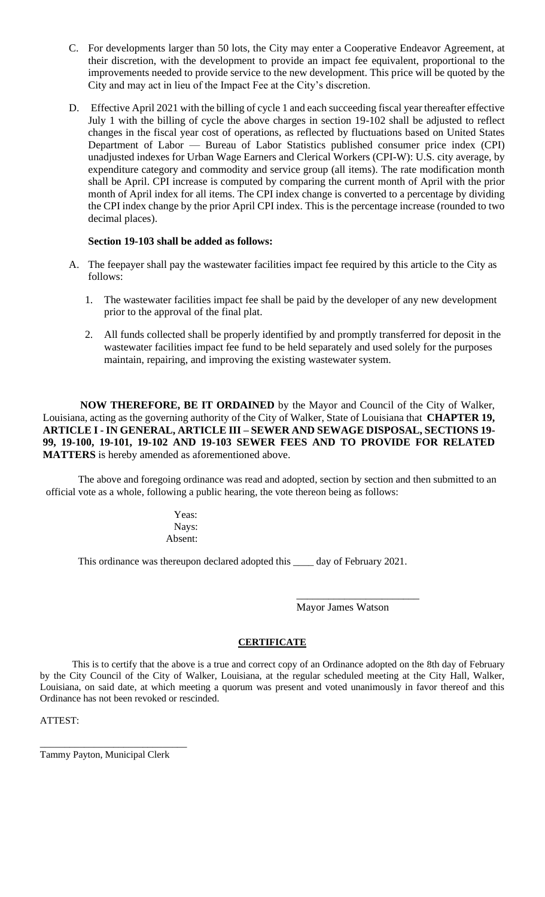C. For developments larger than 50 lots, the City may enter a Cooperative Endeavor Agreement, at their discretion, with the development to provide an impact fee equivalent, proportional to the improvements needed to provide service to the new development. This price will be quoted by the City and may act in lieu of the Impact Fee at the City's discretion.

D. Effective April 2021 with the billing of cycle 1 and each succeeding fiscal year thereafter effective July 1 with the billing of cycle the above charges in section 19-102 shall be adjusted to reflect changes in the fiscal year cost of operations, as reflected by fluctuations based on United States Department of Labor — Bureau of Labor Statistics published consumer price index (CPI) unadjusted indexes for Urban Wage Earners and Clerical Workers (CPI-W): U.S. city average, by expenditure category and commodity and service group (all items). The rate modification month shall be April. CPI increase is computed by comparing the current month of April with the prior month of April index for all items. The CPI index change is converted to a percentage by dividing the CPI index change by the prior April CPI index. This is the percentage increase (rounded to two decimal places).

**Section 19-103 shall be added as follows:**

A. The feepayer shall pay the wastewater facilities impact fee required by this article to the City as follows:

   1. The wastewater facilities impact fee shall be paid by the developer of any new development prior to the approval of the final plat.

   2. All funds collected shall be properly identified by and promptly transferred for deposit in the wastewater facilities impact fee fund to be held separately and used solely for the purposes maintain, repairing, and improving the existing wastewater system.

**NOW THEREFORE, BE IT ORDAINED** by the Mayor and Council of the City of Walker, Louisiana, acting as the governing authority of the City of Walker, State of Louisiana that **CHAPTER 19, ARTICLE I - IN GENERAL, ARTICLE III – SEWER AND SEWAGE DISPOSAL, SECTIONS 19-99, 19-100, 19-101, 19-102 AND 19-103 SEWER FEES AND TO PROVIDE FOR RELATED MATTERS** is hereby amended as aforementioned above.

The above and foregoing ordinance was read and adopted, section by section and then submitted to an official vote as a whole, following a public hearing, the vote thereon being as follows:

Yeas:
Nays:
Absent:

This ordinance was thereupon declared adopted this ____ day of February 2021.

_______________________
Mayor James Watson

**CERTIFICATE**

This is to certify that the above is a true and correct copy of an Ordinance adopted on the 8th day of February by the City Council of the City of Walker, Louisiana, at the regular scheduled meeting at the City Hall, Walker, Louisiana, on said date, at which meeting a quorum was present and voted unanimously in favor thereof and this Ordinance has not been revoked or rescinded.

ATTEST:

_____________________________
Tammy Payton, Municipal Clerk